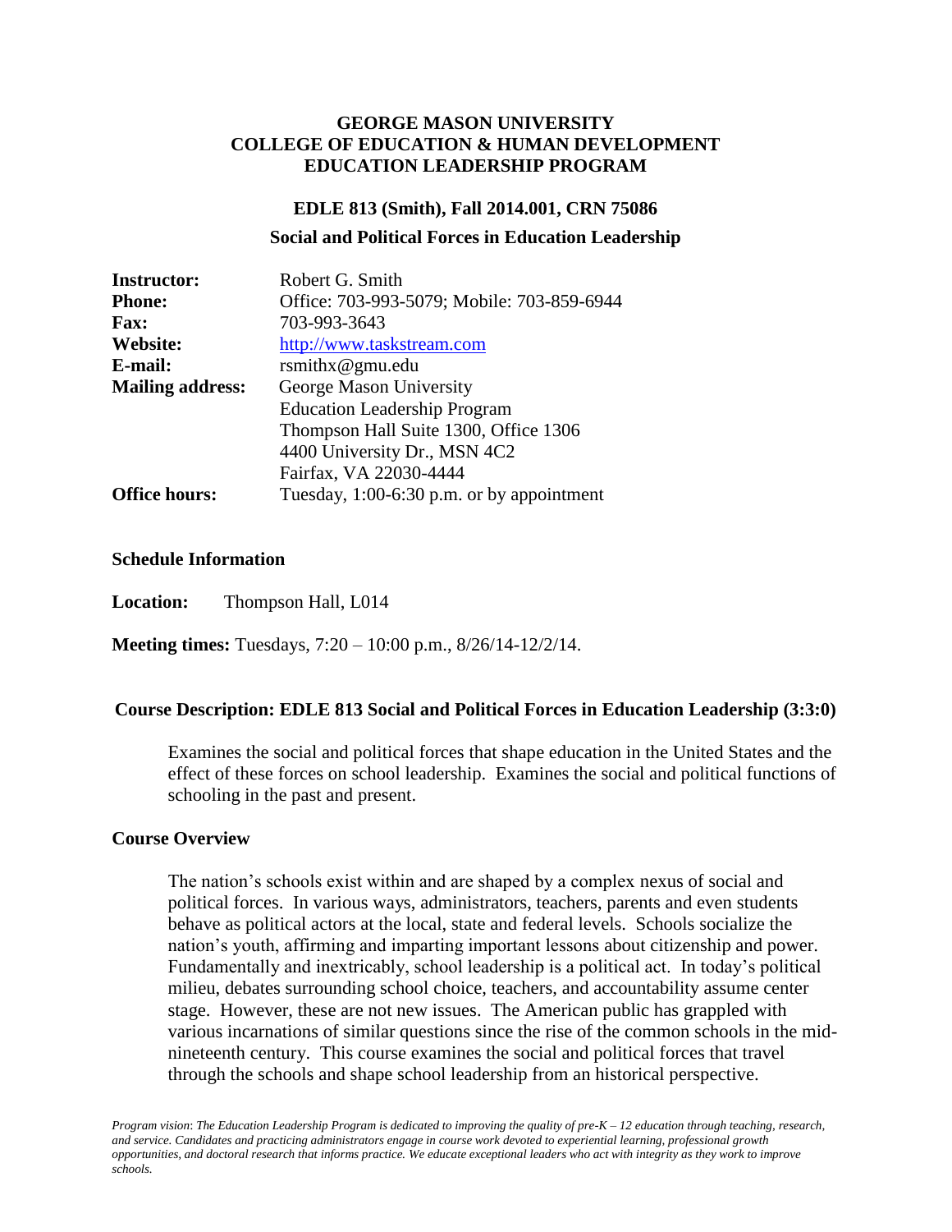# GEORGE MASON UNIVERSITY
# COLLEGE OF EDUCATION & HUMAN DEVELOPMENT
# EDUCATION LEADERSHIP PROGRAM

## EDLE 813 (Smith), Fall 2014.001, CRN 75086

## Social and Political Forces in Education Leadership

| | |
|---|---|
| **Instructor:** | Robert G. Smith |
| **Phone:** | Office: 703-993-5079; Mobile: 703-859-6944 |
| **Fax:** | 703-993-3643 |
| **Website:** | http://www.taskstream.com |
| **E-mail:** | rsmithx@gmu.edu |
| **Mailing address:** | George Mason University<br>Education Leadership Program<br>Thompson Hall Suite 1300, Office 1306<br>4400 University Dr., MSN 4C2<br>Fairfax, VA 22030-4444 |
| **Office hours:** | Tuesday, 1:00-6:30 p.m. or by appointment |

### Schedule Information

**Location:** Thompson Hall, L014

**Meeting times:** Tuesdays, 7:20 – 10:00 p.m., 8/26/14-12/2/14.

### Course Description: EDLE 813 Social and Political Forces in Education Leadership (3:3:0)

Examines the social and political forces that shape education in the United States and the effect of these forces on school leadership. Examines the social and political functions of schooling in the past and present.

### Course Overview

The nation's schools exist within and are shaped by a complex nexus of social and political forces. In various ways, administrators, teachers, parents and even students behave as political actors at the local, state and federal levels. Schools socialize the nation's youth, affirming and imparting important lessons about citizenship and power. Fundamentally and inextricably, school leadership is a political act. In today's political milieu, debates surrounding school choice, teachers, and accountability assume center stage. However, these are not new issues. The American public has grappled with various incarnations of similar questions since the rise of the common schools in the mid-nineteenth century. This course examines the social and political forces that travel through the schools and shape school leadership from an historical perspective.

*Program vision: The Education Leadership Program is dedicated to improving the quality of pre-K – 12 education through teaching, research, and service. Candidates and practicing administrators engage in course work devoted to experiential learning, professional growth opportunities, and doctoral research that informs practice. We educate exceptional leaders who act with integrity as they work to improve schools.*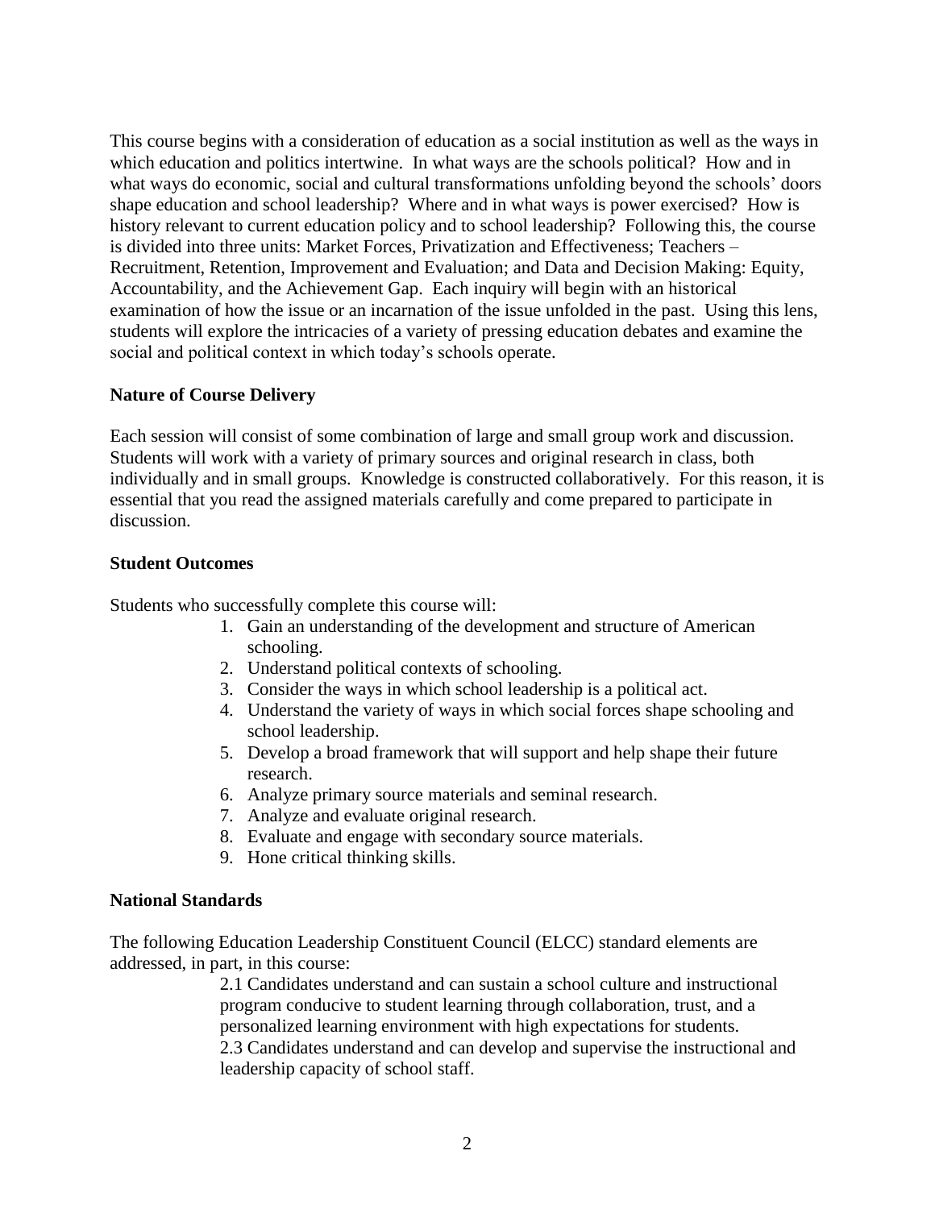This course begins with a consideration of education as a social institution as well as the ways in which education and politics intertwine. In what ways are the schools political? How and in what ways do economic, social and cultural transformations unfolding beyond the schools' doors shape education and school leadership? Where and in what ways is power exercised? How is history relevant to current education policy and to school leadership? Following this, the course is divided into three units: Market Forces, Privatization and Effectiveness; Teachers – Recruitment, Retention, Improvement and Evaluation; and Data and Decision Making: Equity, Accountability, and the Achievement Gap. Each inquiry will begin with an historical examination of how the issue or an incarnation of the issue unfolded in the past. Using this lens, students will explore the intricacies of a variety of pressing education debates and examine the social and political context in which today's schools operate.

**Nature of Course Delivery**

Each session will consist of some combination of large and small group work and discussion. Students will work with a variety of primary sources and original research in class, both individually and in small groups. Knowledge is constructed collaboratively. For this reason, it is essential that you read the assigned materials carefully and come prepared to participate in discussion.

**Student Outcomes**

Students who successfully complete this course will:

1. Gain an understanding of the development and structure of American schooling.
2. Understand political contexts of schooling.
3. Consider the ways in which school leadership is a political act.
4. Understand the variety of ways in which social forces shape schooling and school leadership.
5. Develop a broad framework that will support and help shape their future research.
6. Analyze primary source materials and seminal research.
7. Analyze and evaluate original research.
8. Evaluate and engage with secondary source materials.
9. Hone critical thinking skills.

**National Standards**

The following Education Leadership Constituent Council (ELCC) standard elements are addressed, in part, in this course:

2.1 Candidates understand and can sustain a school culture and instructional program conducive to student learning through collaboration, trust, and a personalized learning environment with high expectations for students.

2.3 Candidates understand and can develop and supervise the instructional and leadership capacity of school staff.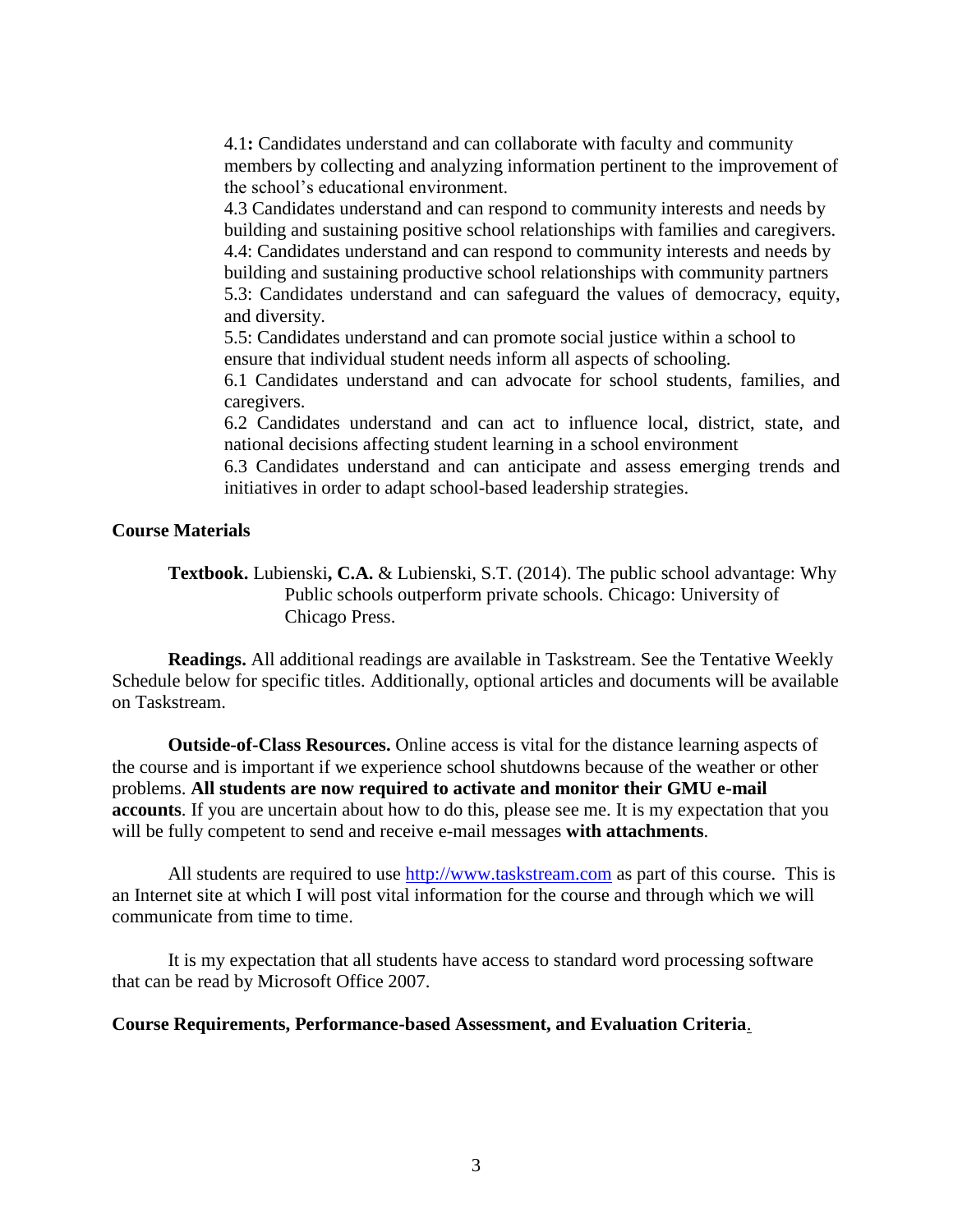4.1**:** Candidates understand and can collaborate with faculty and community members by collecting and analyzing information pertinent to the improvement of the school's educational environment.
4.3 Candidates understand and can respond to community interests and needs by building and sustaining positive school relationships with families and caregivers.
4.4: Candidates understand and can respond to community interests and needs by building and sustaining productive school relationships with community partners
5.3: Candidates understand and can safeguard the values of democracy, equity, and diversity.
5.5: Candidates understand and can promote social justice within a school to ensure that individual student needs inform all aspects of schooling.
6.1 Candidates understand and can advocate for school students, families, and caregivers.
6.2 Candidates understand and can act to influence local, district, state, and national decisions affecting student learning in a school environment
6.3 Candidates understand and can anticipate and assess emerging trends and initiatives in order to adapt school-based leadership strategies.

**Course Materials**

**Textbook.** Lubienski**, C.A.** & Lubienski, S.T. (2014). The public school advantage: Why Public schools outperform private schools. Chicago: University of Chicago Press.

**Readings.** All additional readings are available in Taskstream. See the Tentative Weekly Schedule below for specific titles. Additionally, optional articles and documents will be available on Taskstream.

**Outside-of-Class Resources.** Online access is vital for the distance learning aspects of the course and is important if we experience school shutdowns because of the weather or other problems. **All students are now required to activate and monitor their GMU e-mail accounts**. If you are uncertain about how to do this, please see me. It is my expectation that you will be fully competent to send and receive e-mail messages **with attachments**.

All students are required to use http://www.taskstream.com as part of this course. This is an Internet site at which I will post vital information for the course and through which we will communicate from time to time.

It is my expectation that all students have access to standard word processing software that can be read by Microsoft Office 2007.

**Course Requirements, Performance-based Assessment, and Evaluation Criteria**.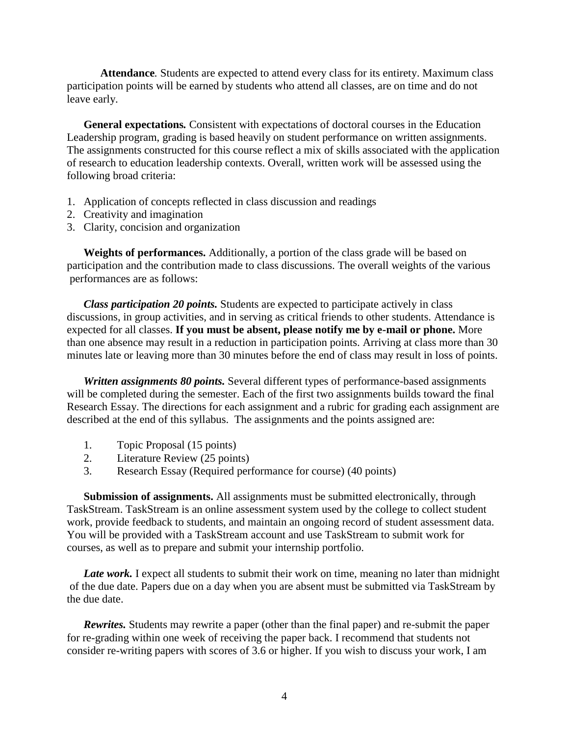**Attendance**. Students are expected to attend every class for its entirety. Maximum class participation points will be earned by students who attend all classes, are on time and do not leave early.

**General expectations.** Consistent with expectations of doctoral courses in the Education Leadership program, grading is based heavily on student performance on written assignments. The assignments constructed for this course reflect a mix of skills associated with the application of research to education leadership contexts. Overall, written work will be assessed using the following broad criteria:

1. Application of concepts reflected in class discussion and readings
2. Creativity and imagination
3. Clarity, concision and organization

**Weights of performances.** Additionally, a portion of the class grade will be based on participation and the contribution made to class discussions. The overall weights of the various performances are as follows:

***Class participation 20 points.*** Students are expected to participate actively in class discussions, in group activities, and in serving as critical friends to other students. Attendance is expected for all classes. **If you must be absent, please notify me by e-mail or phone.** More than one absence may result in a reduction in participation points. Arriving at class more than 30 minutes late or leaving more than 30 minutes before the end of class may result in loss of points.

***Written assignments 80 points.*** Several different types of performance-based assignments will be completed during the semester. Each of the first two assignments builds toward the final Research Essay. The directions for each assignment and a rubric for grading each assignment are described at the end of this syllabus. The assignments and the points assigned are:

1. Topic Proposal (15 points)
2. Literature Review (25 points)
3. Research Essay (Required performance for course) (40 points)

**Submission of assignments.** All assignments must be submitted electronically, through TaskStream. TaskStream is an online assessment system used by the college to collect student work, provide feedback to students, and maintain an ongoing record of student assessment data. You will be provided with a TaskStream account and use TaskStream to submit work for courses, as well as to prepare and submit your internship portfolio.

***Late work.*** I expect all students to submit their work on time, meaning no later than midnight of the due date. Papers due on a day when you are absent must be submitted via TaskStream by the due date.

***Rewrites.*** Students may rewrite a paper (other than the final paper) and re-submit the paper for re-grading within one week of receiving the paper back. I recommend that students not consider re-writing papers with scores of 3.6 or higher. If you wish to discuss your work, I am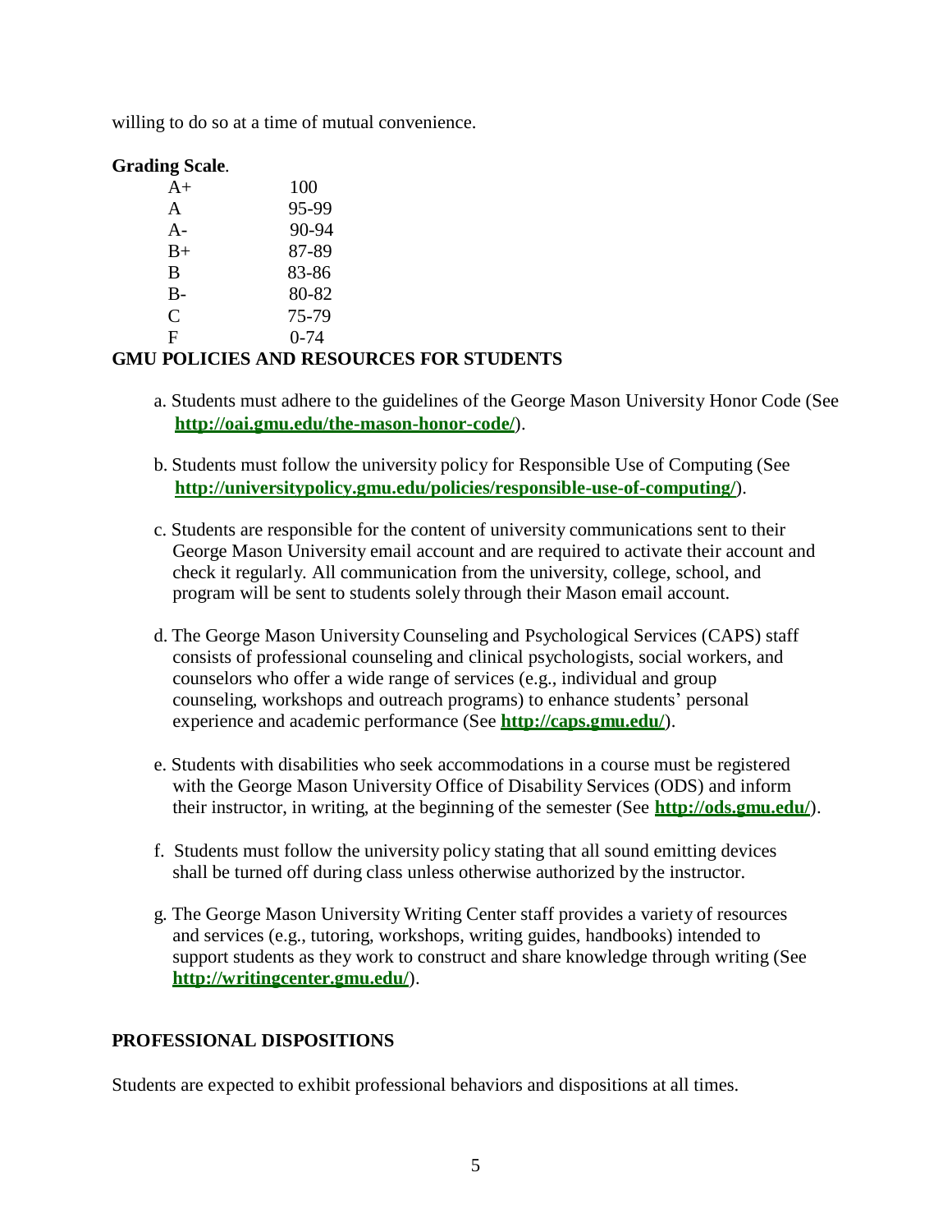willing to do so at a time of mutual convenience.

**Grading Scale**.

| Grade | Score |
| --- | --- |
| A+ | 100 |
| A | 95-99 |
| A- | 90-94 |
| B+ | 87-89 |
| B | 83-86 |
| B- | 80-82 |
| C | 75-79 |
| F | 0-74 |

**GMU POLICIES AND RESOURCES FOR STUDENTS**

a. Students must adhere to the guidelines of the George Mason University Honor Code (See **http://oai.gmu.edu/the-mason-honor-code/**).

b. Students must follow the university policy for Responsible Use of Computing (See **http://universitypolicy.gmu.edu/policies/responsible-use-of-computing/**).

c. Students are responsible for the content of university communications sent to their George Mason University email account and are required to activate their account and check it regularly. All communication from the university, college, school, and program will be sent to students solely through their Mason email account.

d. The George Mason University Counseling and Psychological Services (CAPS) staff consists of professional counseling and clinical psychologists, social workers, and counselors who offer a wide range of services (e.g., individual and group counseling, workshops and outreach programs) to enhance students' personal experience and academic performance (See **http://caps.gmu.edu/**).

e. Students with disabilities who seek accommodations in a course must be registered with the George Mason University Office of Disability Services (ODS) and inform their instructor, in writing, at the beginning of the semester (See **http://ods.gmu.edu/**).

f. Students must follow the university policy stating that all sound emitting devices shall be turned off during class unless otherwise authorized by the instructor.

g. The George Mason University Writing Center staff provides a variety of resources and services (e.g., tutoring, workshops, writing guides, handbooks) intended to support students as they work to construct and share knowledge through writing (See **http://writingcenter.gmu.edu/**).

**PROFESSIONAL DISPOSITIONS**

Students are expected to exhibit professional behaviors and dispositions at all times.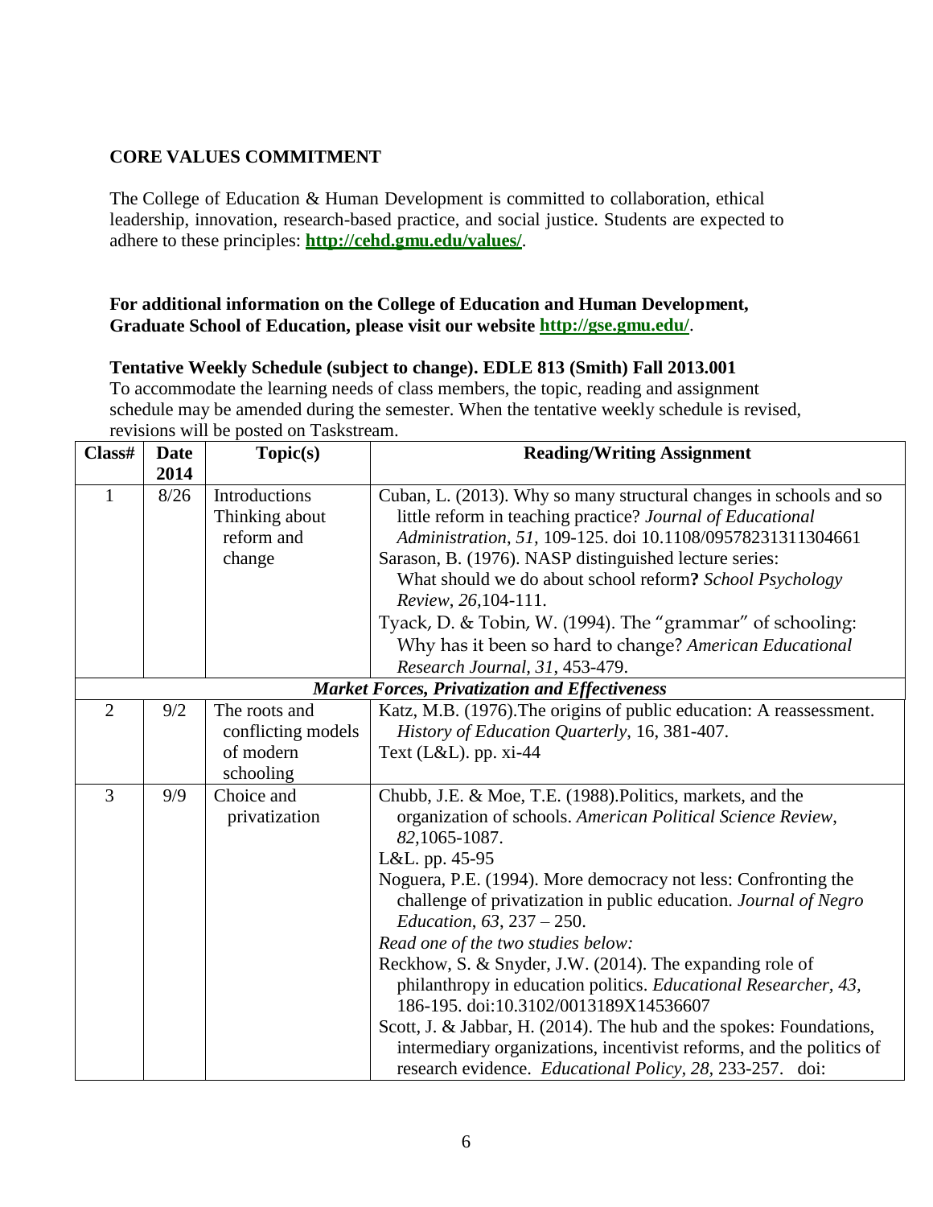### CORE VALUES COMMITMENT

The College of Education & Human Development is committed to collaboration, ethical leadership, innovation, research-based practice, and social justice. Students are expected to adhere to these principles: **[http://cehd.gmu.edu/values/](http://cehd.gmu.edu/values/)**.

**For additional information on the College of Education and Human Development, Graduate School of Education, please visit our website [http://gse.gmu.edu/](http://gse.gmu.edu/).**

**Tentative Weekly Schedule (subject to change). EDLE 813 (Smith) Fall 2013.001**

To accommodate the learning needs of class members, the topic, reading and assignment schedule may be amended during the semester. When the tentative weekly schedule is revised, revisions will be posted on Taskstream.

| Class# | Date 2014 | Topic(s) | Reading/Writing Assignment |
|---|---|---|---|
| 1 | 8/26 | Introductions<br>Thinking about reform and change | Cuban, L. (2013). Why so many structural changes in schools and so little reform in teaching practice? *Journal of Educational Administration, 51,* 109-125. doi 10.1108/09578231311304661<br>Sarason, B. (1976). NASP distinguished lecture series: What should we do about school reform**?** *School Psychology Review, 26,*104-111.<br>Tyack, D. & Tobin, W. (1994). The "grammar" of schooling: Why has it been so hard to change? *American Educational Research Journal, 31,* 453-479. |
| ***Market Forces, Privatization and Effectiveness*** | | | |
| 2 | 9/2 | The roots and conflicting models of modern schooling | Katz, M.B. (1976).The origins of public education: A reassessment. *History of Education Quarterly*, 16, 381-407.<br>Text (L&L). pp. xi-44 |
| 3 | 9/9 | Choice and privatization | Chubb, J.E. & Moe, T.E. (1988).Politics, markets, and the organization of schools. *American Political Science Review, 82,*1065-1087.<br>L&L. pp. 45-95<br>Noguera, P.E. (1994). More democracy not less: Confronting the challenge of privatization in public education. *Journal of Negro Education, 63,* 237 – 250.<br>*Read one of the two studies below:*<br>Reckhow, S. & Snyder, J.W. (2014). The expanding role of philanthropy in education politics. *Educational Researcher, 43,* 186-195. doi:10.3102/0013189X14536607<br>Scott, J. & Jabbar, H. (2014). The hub and the spokes: Foundations, intermediary organizations, incentivist reforms, and the politics of research evidence. *Educational Policy, 28,* 233-257. doi: |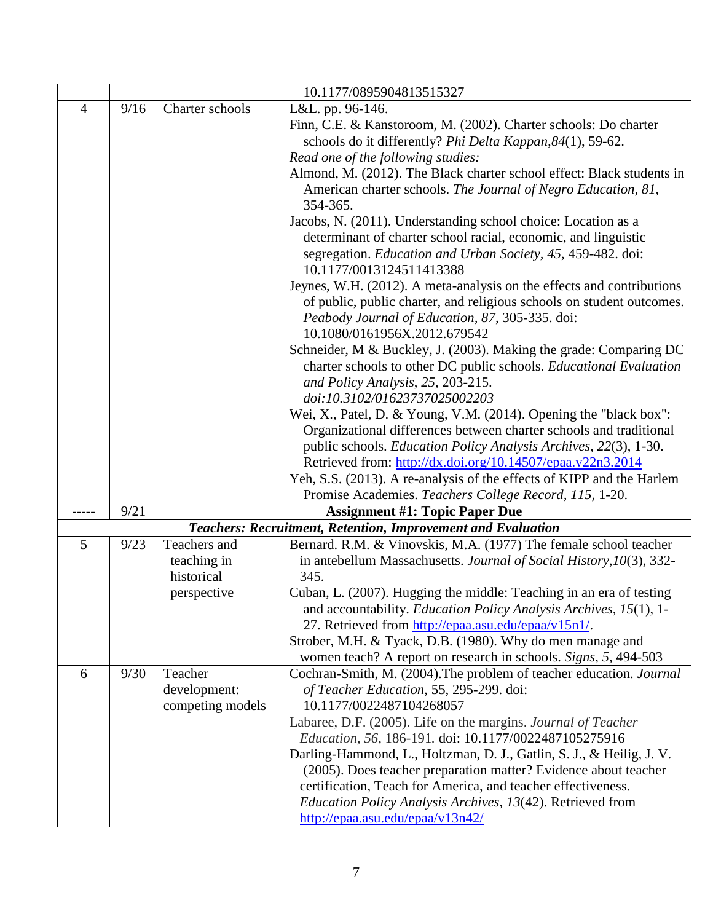| | | | |
|---|---|---|---|
| | | | 10.1177/0895904813515327 |
| 4 | 9/16 | Charter schools | L&L. pp. 96-146.<br>Finn, C.E. & Kanstoroom, M. (2002). Charter schools: Do charter schools do it differently? *Phi Delta Kappan,84*(1), 59-62.<br>*Read one of the following studies:*<br>Almond, M. (2012). The Black charter school effect: Black students in American charter schools. *The Journal of Negro Education, 81*, 354-365.<br>Jacobs, N. (2011). Understanding school choice: Location as a determinant of charter school racial, economic, and linguistic segregation. *Education and Urban Society, 45*, 459-482. doi: 10.1177/0013124511413388<br>Jeynes, W.H. (2012). A meta-analysis on the effects and contributions of public, public charter, and religious schools on student outcomes. *Peabody Journal of Education, 87*, 305-335. doi: 10.1080/0161956X.2012.679542<br>Schneider, M & Buckley, J. (2003). Making the grade: Comparing DC charter schools to other DC public schools. *Educational Evaluation and Policy Analysis*, *25*, 203-215. *doi:10.3102/01623737025002203*<br>Wei, X., Patel, D. & Young, V.M. (2014). Opening the "black box": Organizational differences between charter schools and traditional public schools. *Education Policy Analysis Archives, 22*(3), 1-30. Retrieved from: http://dx.doi.org/10.14507/epaa.v22n3.2014<br>Yeh, S.S. (2013). A re-analysis of the effects of KIPP and the Harlem Promise Academies. *Teachers College Record, 115*, 1-20. |
| ----- | 9/21 | **Assignment #1: Topic Paper Due** | |
| ***Teachers: Recruitment, Retention, Improvement and Evaluation*** | | | |
| 5 | 9/23 | Teachers and teaching in historical perspective | Bernard. R.M. & Vinovskis, M.A. (1977) The female school teacher in antebellum Massachusetts. *Journal of Social History,10*(3), 332-345.<br>Cuban, L. (2007). Hugging the middle: Teaching in an era of testing and accountability. *Education Policy Analysis Archives, 15*(1), 1-27. Retrieved from http://epaa.asu.edu/epaa/v15n1/.<br>Strober, M.H. & Tyack, D.B. (1980). Why do men manage and women teach? A report on research in schools. *Signs, 5*, 494-503 |
| 6 | 9/30 | Teacher development: competing models | Cochran-Smith, M. (2004).The problem of teacher education. *Journal of Teacher Education*, 55, 295-299. doi: 10.1177/0022487104268057<br>Labaree, D.F. (2005). Life on the margins. *Journal of Teacher Education, 56,* 186-191. doi: 10.1177/0022487105275916<br>Darling-Hammond, L., Holtzman, D. J., Gatlin, S. J., & Heilig, J. V. (2005). Does teacher preparation matter? Evidence about teacher certification, Teach for America, and teacher effectiveness. *Education Policy Analysis Archives, 13*(42). Retrieved from http://epaa.asu.edu/epaa/v13n42/ |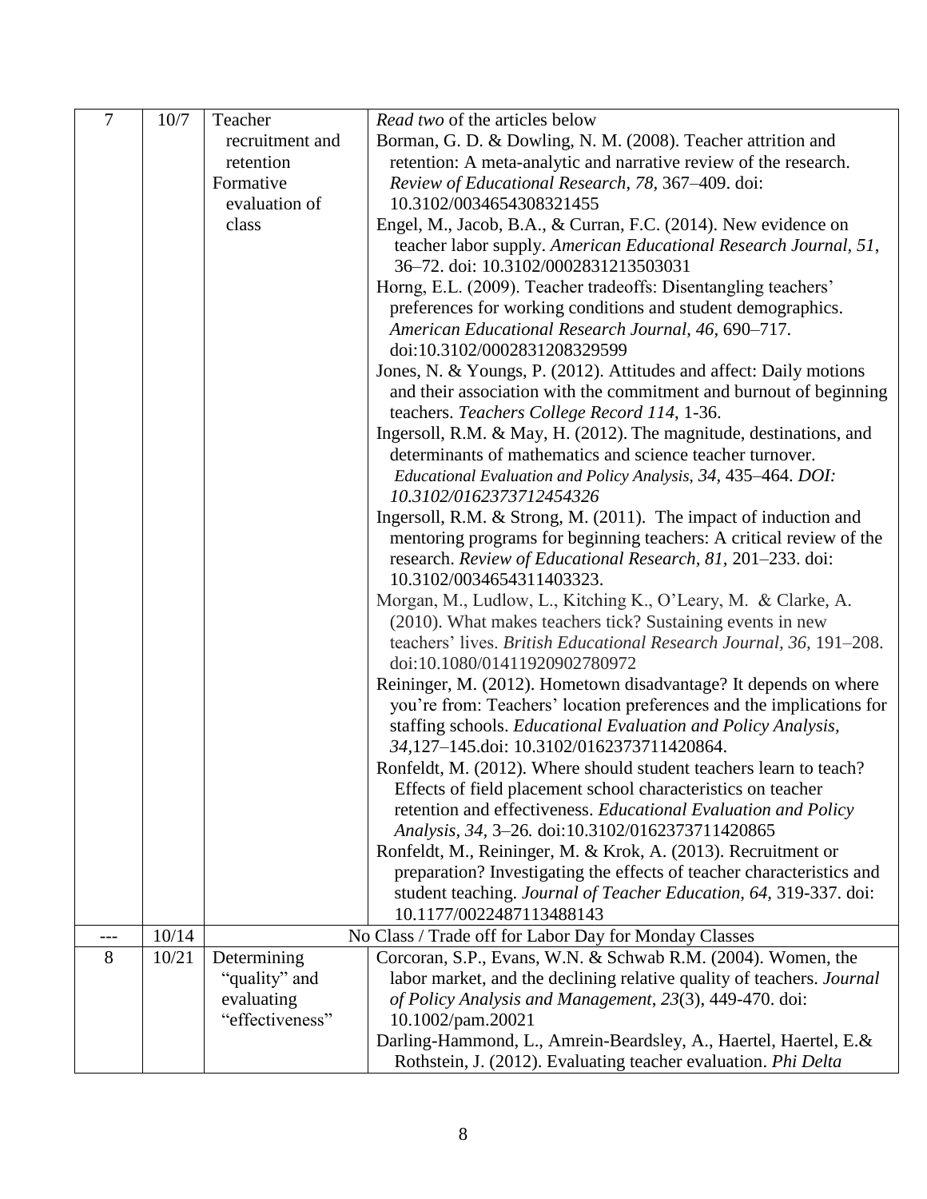| 7 | 10/7 | Teacher recruitment and retention<br>Formative evaluation of class | *Read two* of the articles below<br>Borman, G. D. & Dowling, N. M. (2008). Teacher attrition and retention: A meta-analytic and narrative review of the research. *Review of Educational Research*, *78*, 367–409. doi: 10.3102/0034654308321455<br>Engel, M., Jacob, B.A., & Curran, F.C. (2014). New evidence on teacher labor supply. *American Educational Research Journal, 51*, 36–72. doi: 10.3102/0002831213503031<br>Horng, E.L. (2009). Teacher tradeoffs: Disentangling teachers' preferences for working conditions and student demographics. *American Educational Research Journal*, *46*, 690–717. doi:10.3102/0002831208329599<br>Jones, N. & Youngs, P. (2012). Attitudes and affect: Daily motions and their association with the commitment and burnout of beginning teachers. *Teachers College Record 114*, 1-36.<br>Ingersoll, R.M. & May, H. (2012). The magnitude, destinations, and determinants of mathematics and science teacher turnover. *Educational Evaluation and Policy Analysis, 34*, 435–464. *DOI: 10.3102/0162373712454326*<br>Ingersoll, R.M. & Strong, M. (2011). The impact of induction and mentoring programs for beginning teachers: A critical review of the research. *Review of Educational Research, 81*, 201–233. doi: 10.3102/0034654311403323.<br>Morgan, M., Ludlow, L., Kitching K., O'Leary, M. & Clarke, A. (2010). What makes teachers tick? Sustaining events in new teachers' lives. *British Educational Research Journal, 36*, 191–208. doi:10.1080/01411920902780972<br>Reininger, M. (2012). Hometown disadvantage? It depends on where you're from: Teachers' location preferences and the implications for staffing schools. *Educational Evaluation and Policy Analysis, 34*,127–145.doi: 10.3102/0162373711420864.<br>Ronfeldt, M. (2012). Where should student teachers learn to teach? Effects of field placement school characteristics on teacher retention and effectiveness. *Educational Evaluation and Policy Analysis*, *34*, 3–26*.* doi:10.3102/0162373711420865<br>Ronfeldt, M., Reininger, M. & Krok, A. (2013). Recruitment or preparation? Investigating the effects of teacher characteristics and student teaching. *Journal of Teacher Education, 64*, 319-337. doi: 10.1177/0022487113488143 |
|---|---|---|---|
| --- | 10/14 | No Class / Trade off for Labor Day for Monday Classes | |
| 8 | 10/21 | Determining "quality" and evaluating "effectiveness" | Corcoran, S.P., Evans, W.N. & Schwab R.M. (2004). Women, the labor market, and the declining relative quality of teachers. *Journal of Policy Analysis and Management*, *23*(3), 449-470. doi: 10.1002/pam.20021<br>Darling-Hammond, L., Amrein-Beardsley, A., Haertel, Haertel, E.& Rothstein, J. (2012). Evaluating teacher evaluation. *Phi Delta* |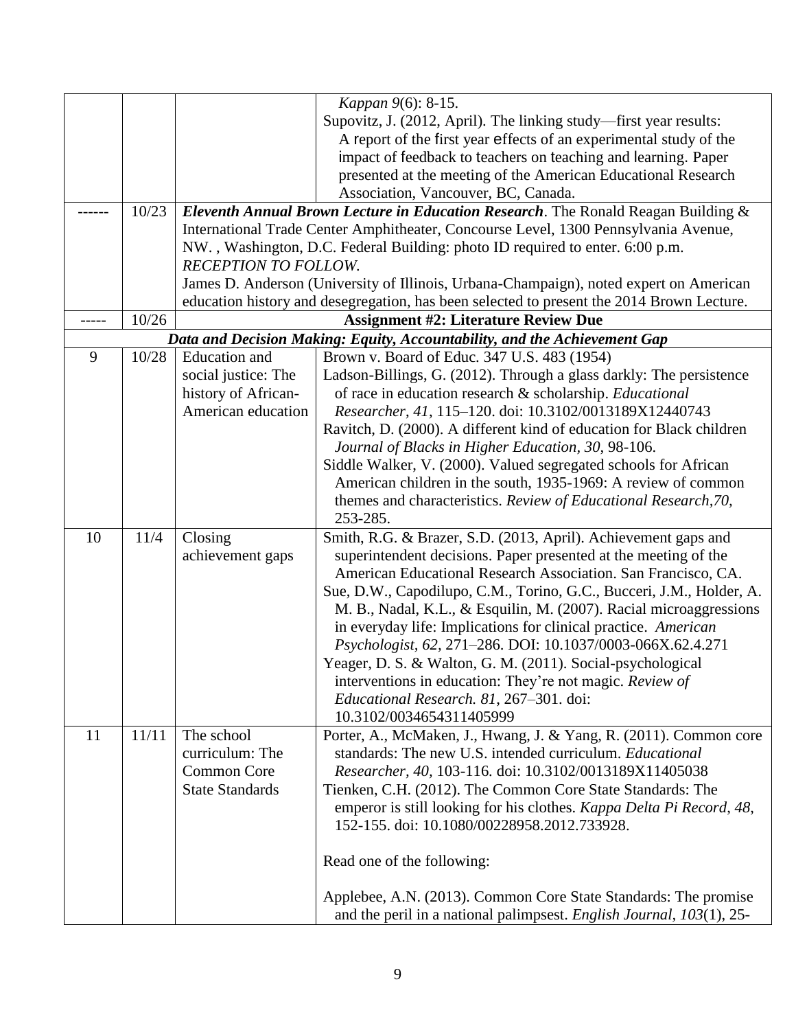| | | | |
|---|---|---|---|
| | | | *Kappan 9*(6): 8-15.<br>Supovitz, J. (2012, April). The linking study—first year results: A report of the first year effects of an experimental study of the impact of feedback to teachers on teaching and learning. Paper presented at the meeting of the American Educational Research Association, Vancouver, BC, Canada. |
| ------ | 10/23 | ***Eleventh Annual Brown Lecture in Education Research***. The Ronald Reagan Building & International Trade Center Amphitheater, Concourse Level, 1300 Pennsylvania Avenue, NW. , Washington, D.C. Federal Building: photo ID required to enter. 6:00 p.m. *RECEPTION TO FOLLOW.*<br>James D. Anderson (University of Illinois, Urbana-Champaign), noted expert on American education history and desegregation, has been selected to present the 2014 Brown Lecture. | |
| ----- | 10/26 | **Assignment #2: Literature Review Due** | |
| ***Data and Decision Making: Equity, Accountability, and the Achievement Gap*** | | | |
| 9 | 10/28 | Education and social justice: The history of African-American education | Brown v. Board of Educ. 347 U.S. 483 (1954)<br>Ladson-Billings, G. (2012). Through a glass darkly: The persistence of race in education research & scholarship. *Educational Researcher*, *41*, 115–120. doi: 10.3102/0013189X12440743<br>Ravitch, D. (2000). A different kind of education for Black children *Journal of Blacks in Higher Education, 30*, 98-106.<br>Siddle Walker, V. (2000). Valued segregated schools for African American children in the south, 1935-1969: A review of common themes and characteristics. *Review of Educational Research,70,* 253-285. |
| 10 | 11/4 | Closing achievement gaps | Smith, R.G. & Brazer, S.D. (2013, April). Achievement gaps and superintendent decisions. Paper presented at the meeting of the American Educational Research Association. San Francisco, CA.<br>Sue, D.W., Capodilupo, C.M., Torino, G.C., Bucceri, J.M., Holder, A. M. B., Nadal, K.L., & Esquilin, M. (2007). Racial microaggressions in everyday life: Implications for clinical practice. *American Psychologist, 62*, 271–286. DOI: 10.1037/0003-066X.62.4.271<br>Yeager, D. S. & Walton, G. M. (2011). Social-psychological interventions in education: They're not magic. *Review of Educational Research. 81*, 267–301. doi: 10.3102/0034654311405999 |
| 11 | 11/11 | The school curriculum: The Common Core State Standards | Porter, A., McMaken, J., Hwang, J. & Yang, R. (2011). Common core standards: The new U.S. intended curriculum. *Educational Researcher*, *40,* 103-116. doi: 10.3102/0013189X11405038<br>Tienken, C.H. (2012). The Common Core State Standards: The emperor is still looking for his clothes. *Kappa Delta Pi Record*, *48*, 152-155. doi: 10.1080/00228958.2012.733928.<br><br>Read one of the following:<br><br>Applebee, A.N. (2013). Common Core State Standards: The promise and the peril in a national palimpsest. *English Journal, 103*(1), 25- |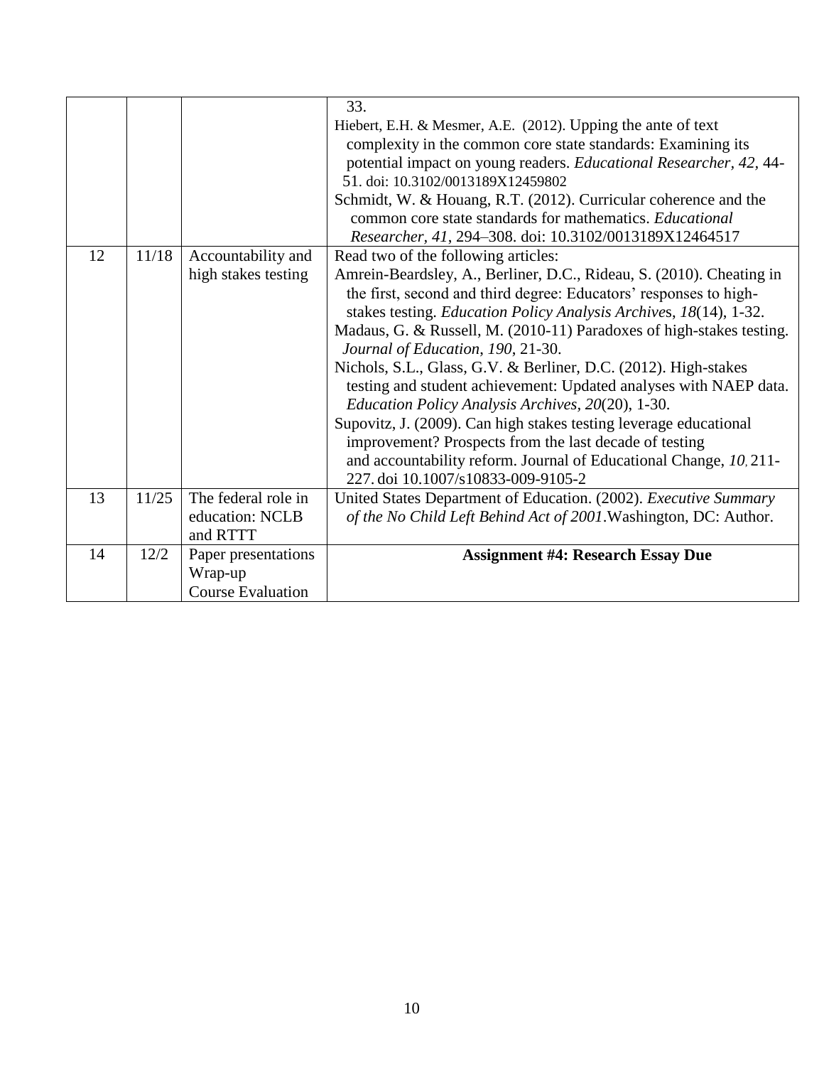| | | | |
|---|---|---|---|
| | | | 33.<br>Hiebert, E.H. & Mesmer, A.E. (2012). Upping the ante of text complexity in the common core state standards: Examining its potential impact on young readers. *Educational Researcher, 42*, 44-51. doi: 10.3102/0013189X12459802<br>Schmidt, W. & Houang, R.T. (2012). Curricular coherence and the common core state standards for mathematics. *Educational Researcher, 41*, 294–308. doi: 10.3102/0013189X12464517 |
| 12 | 11/18 | Accountability and high stakes testing | Read two of the following articles:<br>Amrein-Beardsley, A., Berliner, D.C., Rideau, S. (2010). Cheating in the first, second and third degree: Educators' responses to high-stakes testing. *Education Policy Analysis Archives*, *18*(14), 1-32.<br>Madaus, G. & Russell, M. (2010-11) Paradoxes of high-stakes testing. *Journal of Education*, *190*, 21-30.<br>Nichols, S.L., Glass, G.V. & Berliner, D.C. (2012). High-stakes testing and student achievement: Updated analyses with NAEP data. *Education Policy Analysis Archives, 20*(20), 1-30.<br>Supovitz, J. (2009). Can high stakes testing leverage educational improvement? Prospects from the last decade of testing and accountability reform. Journal of Educational Change, *10*, 211-227. doi 10.1007/s10833-009-9105-2 |
| 13 | 11/25 | The federal role in education: NCLB and RTTT | United States Department of Education. (2002). *Executive Summary of the No Child Left Behind Act of 2001*.Washington, DC: Author. |
| 14 | 12/2 | Paper presentations<br>Wrap-up<br>Course Evaluation | **Assignment #4: Research Essay Due** |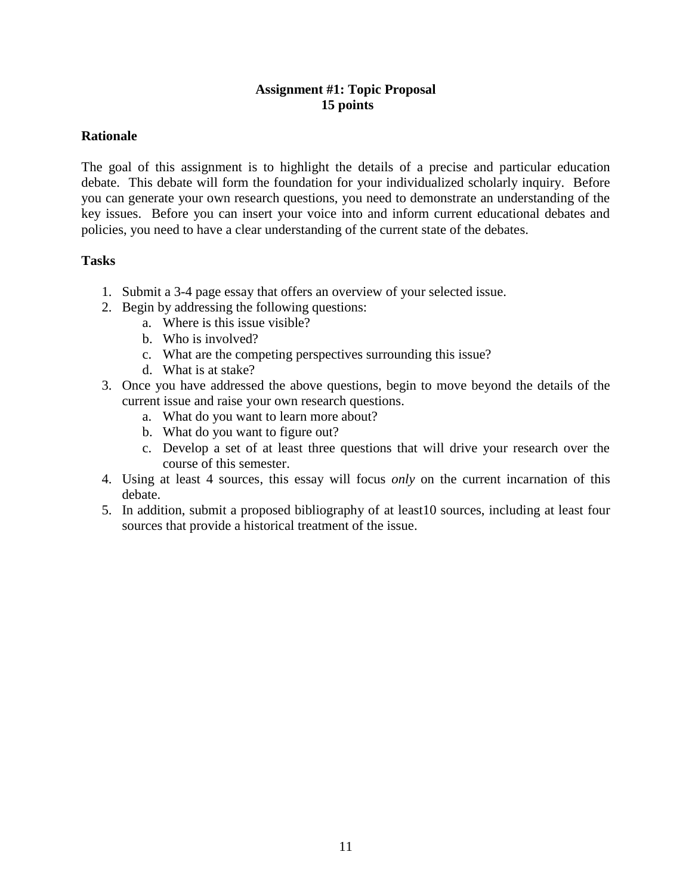## Assignment #1: Topic Proposal
**15 points**

### Rationale

The goal of this assignment is to highlight the details of a precise and particular education debate. This debate will form the foundation for your individualized scholarly inquiry. Before you can generate your own research questions, you need to demonstrate an understanding of the key issues. Before you can insert your voice into and inform current educational debates and policies, you need to have a clear understanding of the current state of the debates.

### Tasks

1. Submit a 3-4 page essay that offers an overview of your selected issue.
2. Begin by addressing the following questions:
   a. Where is this issue visible?
   b. Who is involved?
   c. What are the competing perspectives surrounding this issue?
   d. What is at stake?
3. Once you have addressed the above questions, begin to move beyond the details of the current issue and raise your own research questions.
   a. What do you want to learn more about?
   b. What do you want to figure out?
   c. Develop a set of at least three questions that will drive your research over the course of this semester.
4. Using at least 4 sources, this essay will focus *only* on the current incarnation of this debate.
5. In addition, submit a proposed bibliography of at least10 sources, including at least four sources that provide a historical treatment of the issue.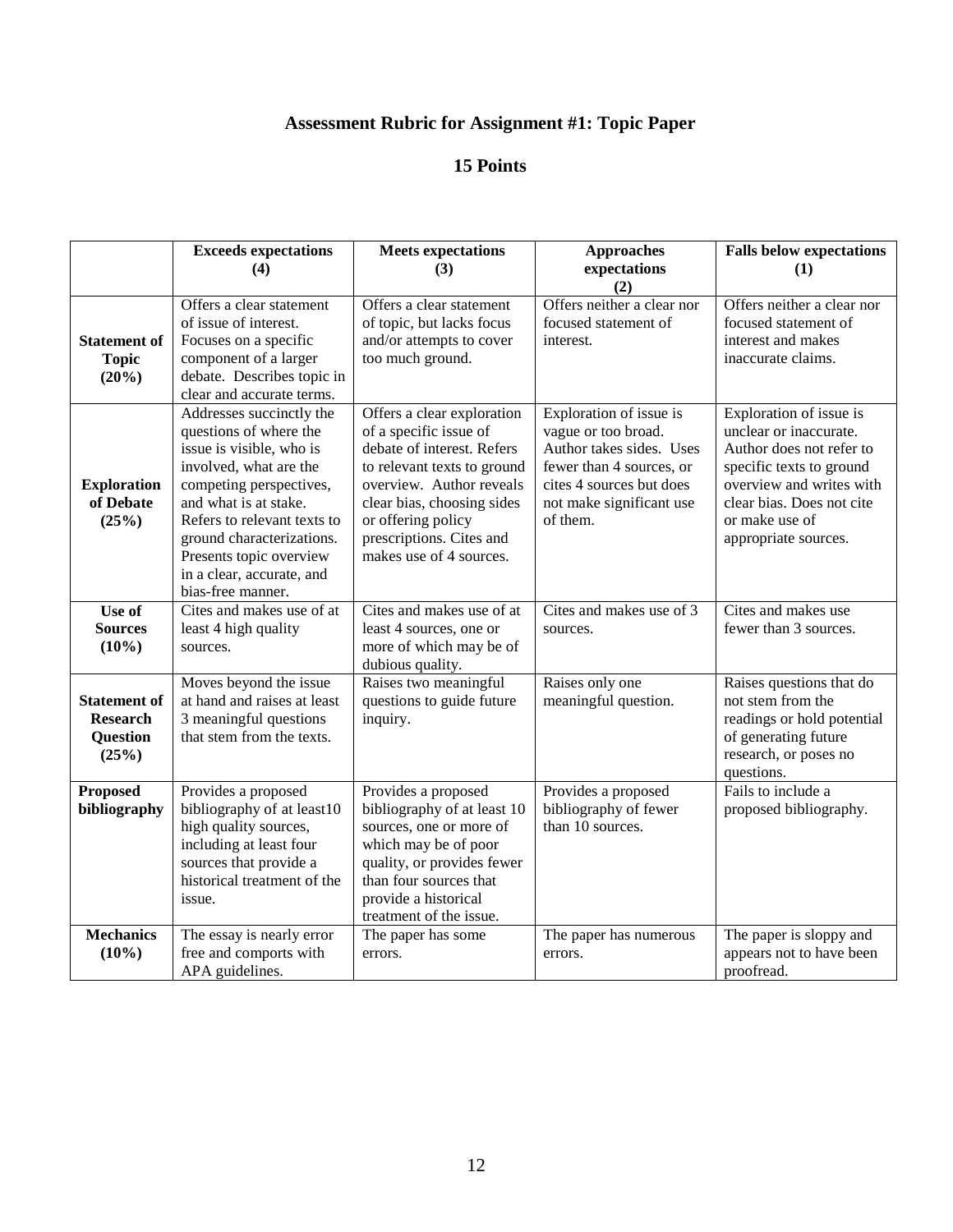# Assessment Rubric for Assignment #1: Topic Paper

## 15 Points

| | **Exceeds expectations (4)** | **Meets expectations (3)** | **Approaches expectations (2)** | **Falls below expectations (1)** |
|---|---|---|---|---|
| **Statement of Topic (20%)** | Offers a clear statement of issue of interest. Focuses on a specific component of a larger debate. Describes topic in clear and accurate terms. | Offers a clear statement of topic, but lacks focus and/or attempts to cover too much ground. | Offers neither a clear nor focused statement of interest. | Offers neither a clear nor focused statement of interest and makes inaccurate claims. |
| **Exploration of Debate (25%)** | Addresses succinctly the questions of where the issue is visible, who is involved, what are the competing perspectives, and what is at stake. Refers to relevant texts to ground characterizations. Presents topic overview in a clear, accurate, and bias-free manner. | Offers a clear exploration of a specific issue of debate of interest. Refers to relevant texts to ground overview. Author reveals clear bias, choosing sides or offering policy prescriptions. Cites and makes use of 4 sources. | Exploration of issue is vague or too broad. Author takes sides. Uses fewer than 4 sources, or cites 4 sources but does not make significant use of them. | Exploration of issue is unclear or inaccurate. Author does not refer to specific texts to ground overview and writes with clear bias. Does not cite or make use of appropriate sources. |
| **Use of Sources (10%)** | Cites and makes use of at least 4 high quality sources. | Cites and makes use of at least 4 sources, one or more of which may be of dubious quality. | Cites and makes use of 3 sources. | Cites and makes use fewer than 3 sources. |
| **Statement of Research Question (25%)** | Moves beyond the issue at hand and raises at least 3 meaningful questions that stem from the texts. | Raises two meaningful questions to guide future inquiry. | Raises only one meaningful question. | Raises questions that do not stem from the readings or hold potential of generating future research, or poses no questions. |
| **Proposed bibliography** | Provides a proposed bibliography of at least10 high quality sources, including at least four sources that provide a historical treatment of the issue. | Provides a proposed bibliography of at least 10 sources, one or more of which may be of poor quality, or provides fewer than four sources that provide a historical treatment of the issue. | Provides a proposed bibliography of fewer than 10 sources. | Fails to include a proposed bibliography. |
| **Mechanics (10%)** | The essay is nearly error free and comports with APA guidelines. | The paper has some errors. | The paper has numerous errors. | The paper is sloppy and appears not to have been proofread. |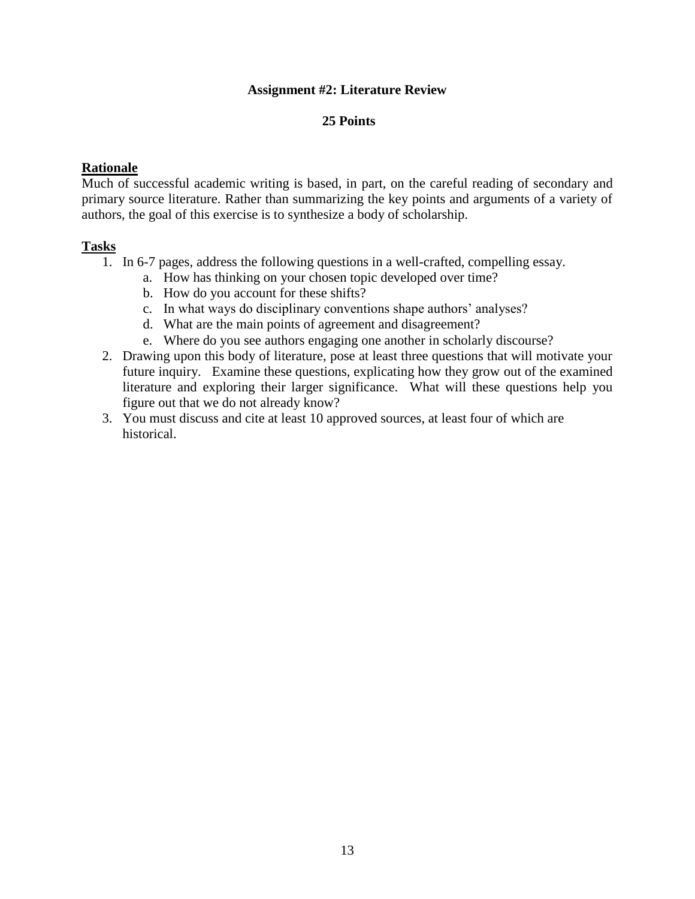## Assignment #2: Literature Review

**25 Points**

**Rationale**

Much of successful academic writing is based, in part, on the careful reading of secondary and primary source literature. Rather than summarizing the key points and arguments of a variety of authors, the goal of this exercise is to synthesize a body of scholarship.

**Tasks**

1. In 6-7 pages, address the following questions in a well-crafted, compelling essay.
   a. How has thinking on your chosen topic developed over time?
   b. How do you account for these shifts?
   c. In what ways do disciplinary conventions shape authors' analyses?
   d. What are the main points of agreement and disagreement?
   e. Where do you see authors engaging one another in scholarly discourse?
2. Drawing upon this body of literature, pose at least three questions that will motivate your future inquiry. Examine these questions, explicating how they grow out of the examined literature and exploring their larger significance. What will these questions help you figure out that we do not already know?
3. You must discuss and cite at least 10 approved sources, at least four of which are historical.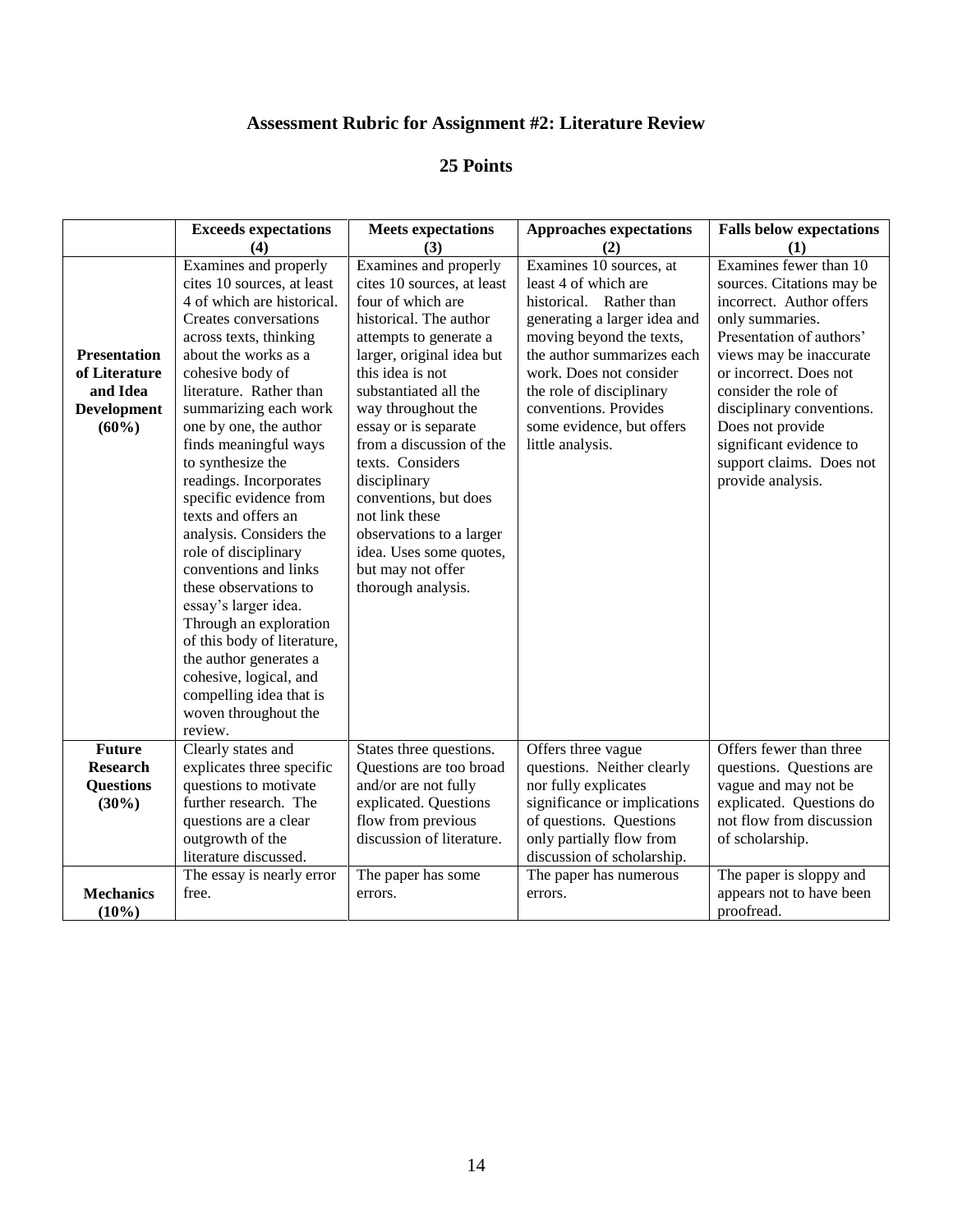## Assessment Rubric for Assignment #2: Literature Review

## 25 Points

| | Exceeds expectations (4) | Meets expectations (3) | Approaches expectations (2) | Falls below expectations (1) |
|---|---|---|---|---|
| **Presentation of Literature and Idea Development (60%)** | Examines and properly cites 10 sources, at least 4 of which are historical. Creates conversations across texts, thinking about the works as a cohesive body of literature. Rather than summarizing each work one by one, the author finds meaningful ways to synthesize the readings. Incorporates specific evidence from texts and offers an analysis. Considers the role of disciplinary conventions and links these observations to essay's larger idea. Through an exploration of this body of literature, the author generates a cohesive, logical, and compelling idea that is woven throughout the review. | Examines and properly cites 10 sources, at least four of which are historical. The author attempts to generate a larger, original idea but this idea is not substantiated all the way throughout the essay or is separate from a discussion of the texts. Considers disciplinary conventions, but does not link these observations to a larger idea. Uses some quotes, but may not offer thorough analysis. | Examines 10 sources, at least 4 of which are historical. Rather than generating a larger idea and moving beyond the texts, the author summarizes each work. Does not consider the role of disciplinary conventions. Provides some evidence, but offers little analysis. | Examines fewer than 10 sources. Citations may be incorrect. Author offers only summaries. Presentation of authors' views may be inaccurate or incorrect. Does not consider the role of disciplinary conventions. Does not provide significant evidence to support claims. Does not provide analysis. |
| **Future Research Questions (30%)** | Clearly states and explicates three specific questions to motivate further research. The questions are a clear outgrowth of the literature discussed. | States three questions. Questions are too broad and/or are not fully explicated. Questions flow from previous discussion of literature. | Offers three vague questions. Neither clearly nor fully explicates significance or implications of questions. Questions only partially flow from discussion of scholarship. | Offers fewer than three questions. Questions are vague and may not be explicated. Questions do not flow from discussion of scholarship. |
| **Mechanics (10%)** | The essay is nearly error free. | The paper has some errors. | The paper has numerous errors. | The paper is sloppy and appears not to have been proofread. |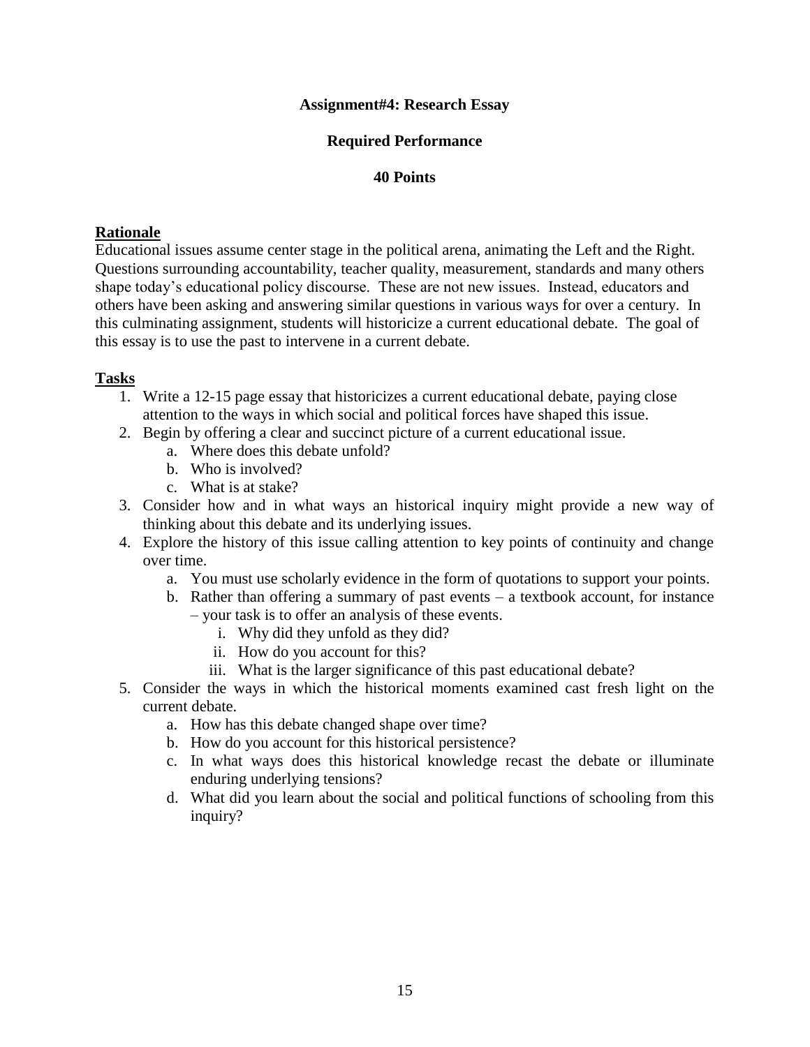**Assignment#4: Research Essay**

**Required Performance**

**40 Points**

## Rationale

Educational issues assume center stage in the political arena, animating the Left and the Right. Questions surrounding accountability, teacher quality, measurement, standards and many others shape today's educational policy discourse. These are not new issues. Instead, educators and others have been asking and answering similar questions in various ways for over a century. In this culminating assignment, students will historicize a current educational debate. The goal of this essay is to use the past to intervene in a current debate.

## Tasks

1. Write a 12-15 page essay that historicizes a current educational debate, paying close attention to the ways in which social and political forces have shaped this issue.
2. Begin by offering a clear and succinct picture of a current educational issue.
   a. Where does this debate unfold?
   b. Who is involved?
   c. What is at stake?
3. Consider how and in what ways an historical inquiry might provide a new way of thinking about this debate and its underlying issues.
4. Explore the history of this issue calling attention to key points of continuity and change over time.
   a. You must use scholarly evidence in the form of quotations to support your points.
   b. Rather than offering a summary of past events – a textbook account, for instance – your task is to offer an analysis of these events.
      i. Why did they unfold as they did?
      ii. How do you account for this?
      iii. What is the larger significance of this past educational debate?
5. Consider the ways in which the historical moments examined cast fresh light on the current debate.
   a. How has this debate changed shape over time?
   b. How do you account for this historical persistence?
   c. In what ways does this historical knowledge recast the debate or illuminate enduring underlying tensions?
   d. What did you learn about the social and political functions of schooling from this inquiry?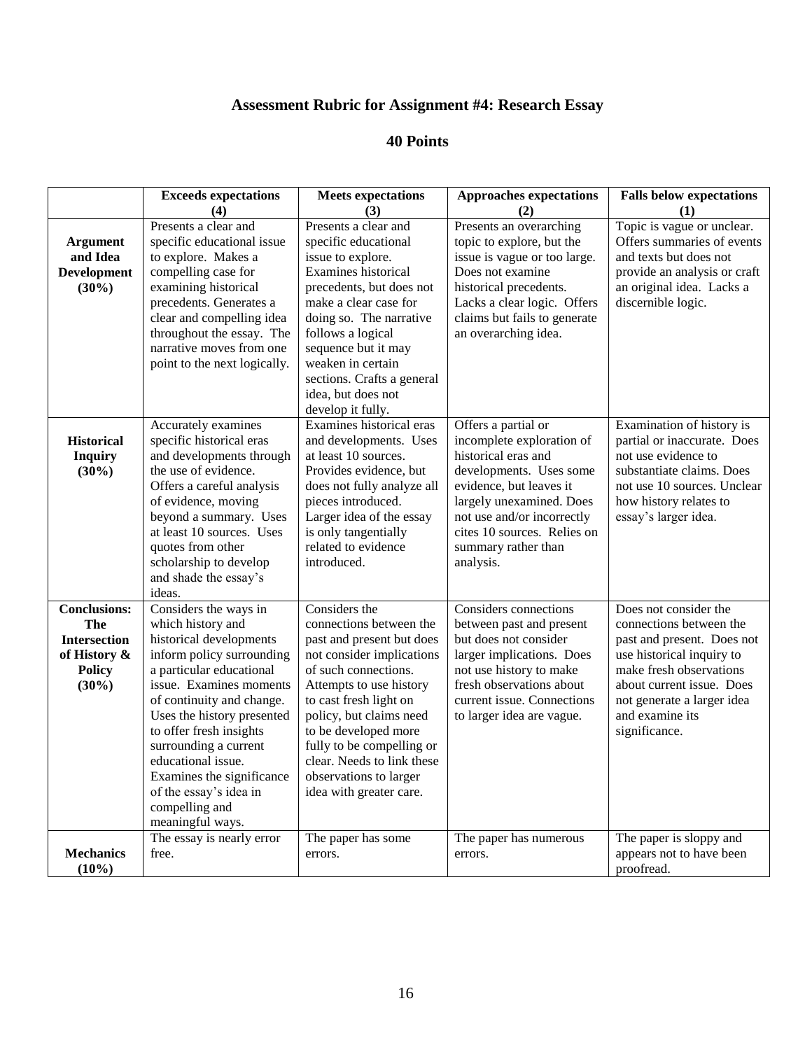# Assessment Rubric for Assignment #4: Research Essay

## 40 Points

| | Exceeds expectations (4) | Meets expectations (3) | Approaches expectations (2) | Falls below expectations (1) |
|---|---|---|---|---|
| **Argument and Idea Development (30%)** | Presents a clear and specific educational issue to explore. Makes a compelling case for examining historical precedents. Generates a clear and compelling idea throughout the essay. The narrative moves from one point to the next logically. | Presents a clear and specific educational issue to explore. Examines historical precedents, but does not make a clear case for doing so. The narrative follows a logical sequence but it may weaken in certain sections. Crafts a general idea, but does not develop it fully. | Presents an overarching topic to explore, but the issue is vague or too large. Does not examine historical precedents. Lacks a clear logic. Offers claims but fails to generate an overarching idea. | Topic is vague or unclear. Offers summaries of events and texts but does not provide an analysis or craft an original idea. Lacks a discernible logic. |
| **Historical Inquiry (30%)** | Accurately examines specific historical eras and developments through the use of evidence. Offers a careful analysis of evidence, moving beyond a summary. Uses at least 10 sources. Uses quotes from other scholarship to develop and shade the essay's ideas. | Examines historical eras and developments. Uses at least 10 sources. Provides evidence, but does not fully analyze all pieces introduced. Larger idea of the essay is only tangentially related to evidence introduced. | Offers a partial or incomplete exploration of historical eras and developments. Uses some evidence, but leaves it largely unexamined. Does not use and/or incorrectly cites 10 sources. Relies on summary rather than analysis. | Examination of history is partial or inaccurate. Does not use evidence to substantiate claims. Does not use 10 sources. Unclear how history relates to essay's larger idea. |
| **Conclusions: The Intersection of History & Policy (30%)** | Considers the ways in which history and historical developments inform policy surrounding a particular educational issue. Examines moments of continuity and change. Uses the history presented to offer fresh insights surrounding a current educational issue. Examines the significance of the essay's idea in compelling and meaningful ways. | Considers the connections between the past and present but does not consider implications of such connections. Attempts to use history to cast fresh light on policy, but claims need to be developed more fully to be compelling or clear. Needs to link these observations to larger idea with greater care. | Considers connections between past and present but does not consider larger implications. Does not use history to make fresh observations about current issue. Connections to larger idea are vague. | Does not consider the connections between the past and present. Does not use historical inquiry to make fresh observations about current issue. Does not generate a larger idea and examine its significance. |
| **Mechanics (10%)** | The essay is nearly error free. | The paper has some errors. | The paper has numerous errors. | The paper is sloppy and appears not to have been proofread. |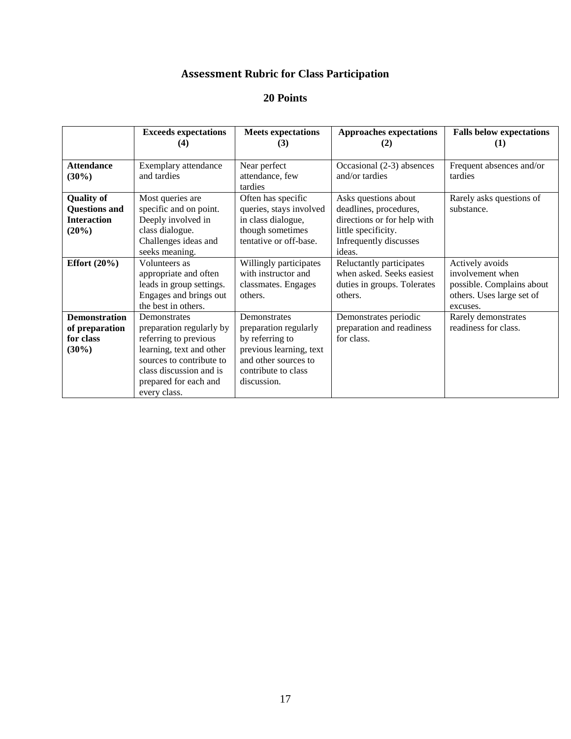# Assessment Rubric for Class Participation

## 20 Points

| | Exceeds expectations (4) | Meets expectations (3) | Approaches expectations (2) | Falls below expectations (1) |
|---|---|---|---|---|
| **Attendance (30%)** | Exemplary attendance and tardies | Near perfect attendance, few tardies | Occasional (2-3) absences and/or tardies | Frequent absences and/or tardies |
| **Quality of Questions and Interaction (20%)** | Most queries are specific and on point. Deeply involved in class dialogue. Challenges ideas and seeks meaning. | Often has specific queries, stays involved in class dialogue, though sometimes tentative or off-base. | Asks questions about deadlines, procedures, directions or for help with little specificity. Infrequently discusses ideas. | Rarely asks questions of substance. |
| **Effort (20%)** | Volunteers as appropriate and often leads in group settings. Engages and brings out the best in others. | Willingly participates with instructor and classmates. Engages others. | Reluctantly participates when asked. Seeks easiest duties in groups. Tolerates others. | Actively avoids involvement when possible. Complains about others. Uses large set of excuses. |
| **Demonstration of preparation for class (30%)** | Demonstrates preparation regularly by referring to previous learning, text and other sources to contribute to class discussion and is prepared for each and every class. | Demonstrates preparation regularly by referring to previous learning, text and other sources to contribute to class discussion. | Demonstrates periodic preparation and readiness for class. | Rarely demonstrates readiness for class. |